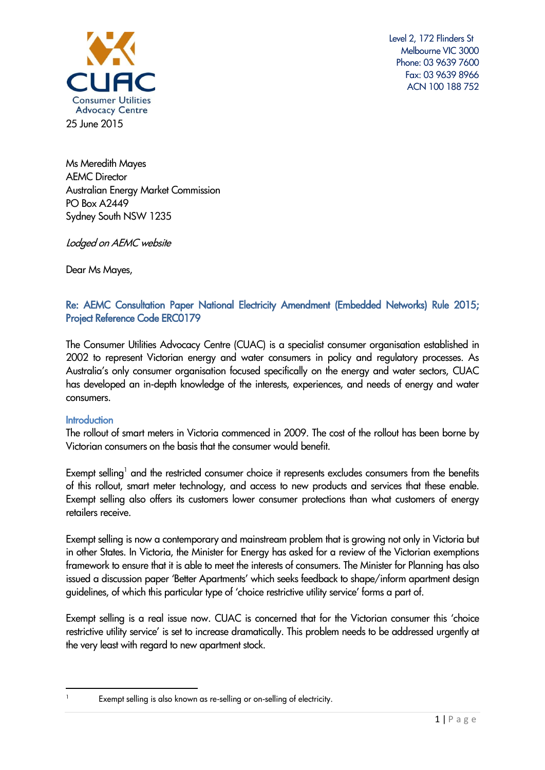CUAC
Consumer Utilities
Advocacy Centre

Level 2, 172 Flinders St
Melbourne VIC 3000
Phone: 03 9639 7600
Fax: 03 9639 8966
ACN 100 188 752

25 June 2015

Ms Meredith Mayes
AEMC Director
Australian Energy Market Commission
PO Box A2449
Sydney South NSW 1235

*Lodged on AEMC website*

Dear Ms Mayes,

## Re: AEMC Consultation Paper National Electricity Amendment (Embedded Networks) Rule 2015; Project Reference Code ERC0179

The Consumer Utilities Advocacy Centre (CUAC) is a specialist consumer organisation established in 2002 to represent Victorian energy and water consumers in policy and regulatory processes. As Australia's only consumer organisation focused specifically on the energy and water sectors, CUAC has developed an in-depth knowledge of the interests, experiences, and needs of energy and water consumers.

### Introduction

The rollout of smart meters in Victoria commenced in 2009. The cost of the rollout has been borne by Victorian consumers on the basis that the consumer would benefit.

Exempt selling[1] and the restricted consumer choice it represents excludes consumers from the benefits of this rollout, smart meter technology, and access to new products and services that these enable. Exempt selling also offers its customers lower consumer protections than what customers of energy retailers receive.

Exempt selling is now a contemporary and mainstream problem that is growing not only in Victoria but in other States. In Victoria, the Minister for Energy has asked for a review of the Victorian exemptions framework to ensure that it is able to meet the interests of consumers. The Minister for Planning has also issued a discussion paper 'Better Apartments' which seeks feedback to shape/inform apartment design guidelines, of which this particular type of 'choice restrictive utility service' forms a part of.

Exempt selling is a real issue now. CUAC is concerned that for the Victorian consumer this 'choice restrictive utility service' is set to increase dramatically. This problem needs to be addressed urgently at the very least with regard to new apartment stock.

[1] Exempt selling is also known as re-selling or on-selling of electricity.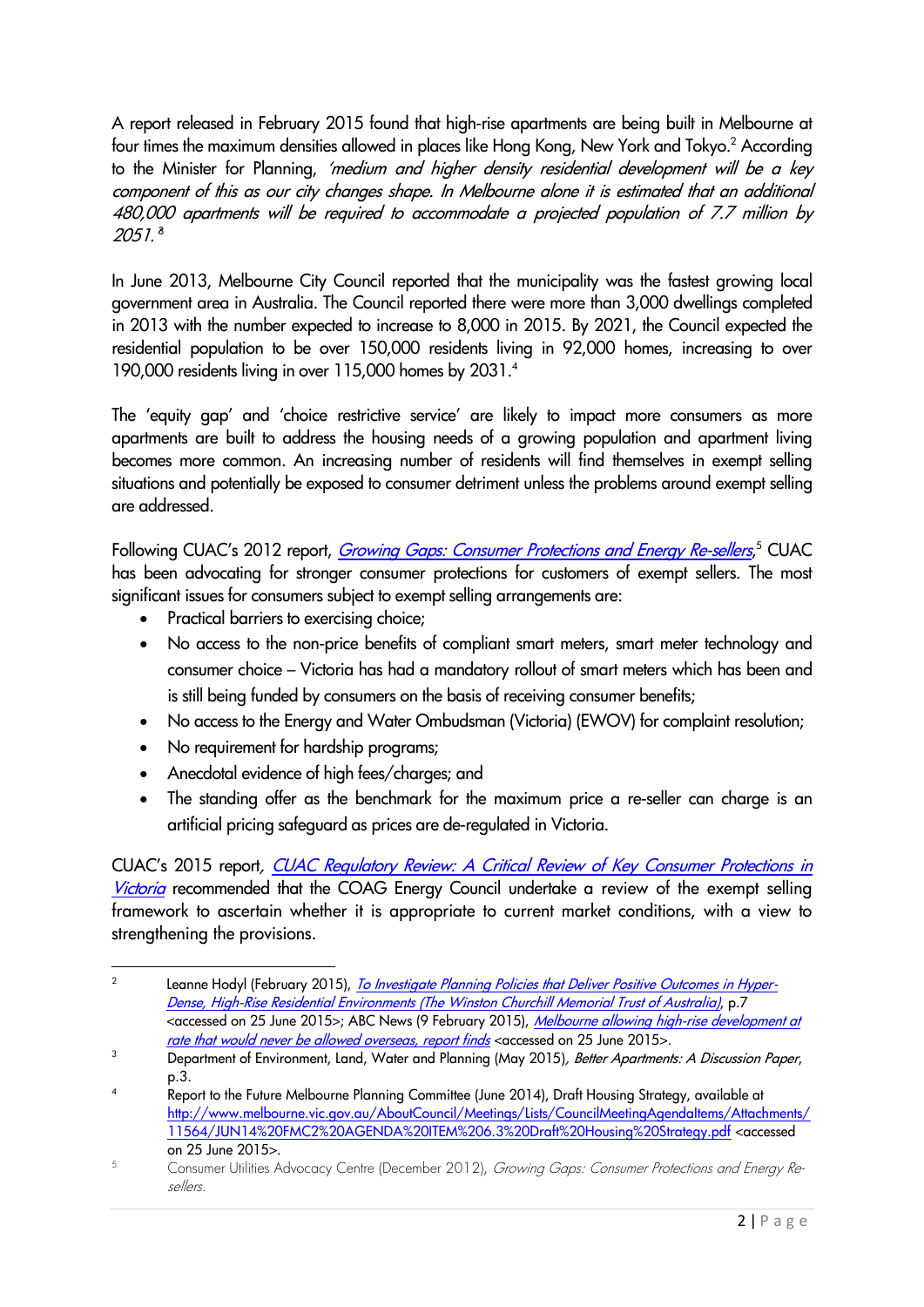A report released in February 2015 found that high-rise apartments are being built in Melbourne at four times the maximum densities allowed in places like Hong Kong, New York and Tokyo.[2] According to the Minister for Planning, *'medium and higher density residential development will be a key component of this as our city changes shape. In Melbourne alone it is estimated that an additional 480,000 apartments will be required to accommodate a projected population of 7.7 million by 2051.'*[3]

In June 2013, Melbourne City Council reported that the municipality was the fastest growing local government area in Australia. The Council reported there were more than 3,000 dwellings completed in 2013 with the number expected to increase to 8,000 in 2015. By 2021, the Council expected the residential population to be over 150,000 residents living in 92,000 homes, increasing to over 190,000 residents living in over 115,000 homes by 2031.[4]

The 'equity gap' and 'choice restrictive service' are likely to impact more consumers as more apartments are built to address the housing needs of a growing population and apartment living becomes more common. An increasing number of residents will find themselves in exempt selling situations and potentially be exposed to consumer detriment unless the problems around exempt selling are addressed.

Following CUAC's 2012 report, *Growing Gaps: Consumer Protections and Energy Re-sellers*,[5] CUAC has been advocating for stronger consumer protections for customers of exempt sellers. The most significant issues for consumers subject to exempt selling arrangements are:

- Practical barriers to exercising choice;
- No access to the non-price benefits of compliant smart meters, smart meter technology and consumer choice – Victoria has had a mandatory rollout of smart meters which has been and is still being funded by consumers on the basis of receiving consumer benefits;
- No access to the Energy and Water Ombudsman (Victoria) (EWOV) for complaint resolution;
- No requirement for hardship programs;
- Anecdotal evidence of high fees/charges; and
- The standing offer as the benchmark for the maximum price a re-seller can charge is an artificial pricing safeguard as prices are de-regulated in Victoria.

CUAC's 2015 report, *CUAC Regulatory Review: A Critical Review of Key Consumer Protections in Victoria* recommended that the COAG Energy Council undertake a review of the exempt selling framework to ascertain whether it is appropriate to current market conditions, with a view to strengthening the provisions.

---

[2] Leanne Hodyl (February 2015), *To Investigate Planning Policies that Deliver Positive Outcomes in Hyper-Dense, High-Rise Residential Environments (The Winston Churchill Memorial Trust of Australia)*, p.7 <accessed on 25 June 2015>; ABC News (9 February 2015), *Melbourne allowing high-rise development at rate that would never be allowed overseas, report finds* <accessed on 25 June 2015>.

[3] Department of Environment, Land, Water and Planning (May 2015), *Better Apartments: A Discussion Paper*, p.3.

[4] Report to the Future Melbourne Planning Committee (June 2014), Draft Housing Strategy, available at http://www.melbourne.vic.gov.au/AboutCouncil/Meetings/Lists/CouncilMeetingAgendaItems/Attachments/11564/JUN14%20FMC2%20AGENDA%20ITEM%206.3%20Draft%20Housing%20Strategy.pdf <accessed on 25 June 2015>.

[5] Consumer Utilities Advocacy Centre (December 2012), *Growing Gaps: Consumer Protections and Energy Re-sellers.*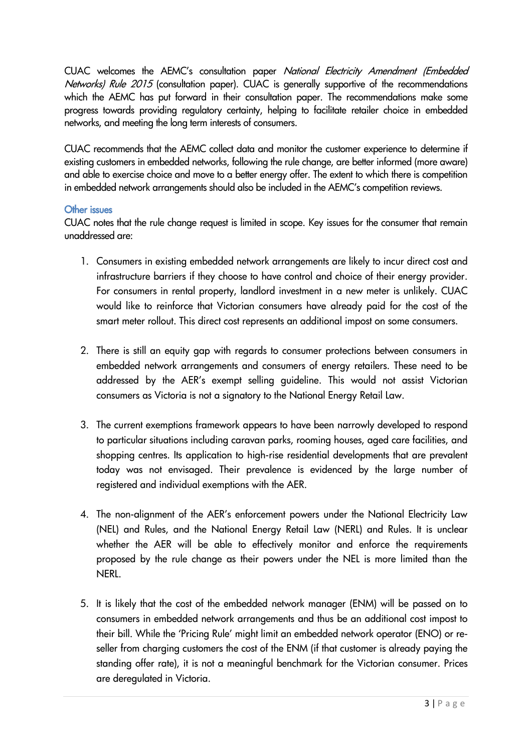CUAC welcomes the AEMC's consultation paper *National Electricity Amendment (Embedded Networks) Rule 2015* (consultation paper). CUAC is generally supportive of the recommendations which the AEMC has put forward in their consultation paper. The recommendations make some progress towards providing regulatory certainty, helping to facilitate retailer choice in embedded networks, and meeting the long term interests of consumers.

CUAC recommends that the AEMC collect data and monitor the customer experience to determine if existing customers in embedded networks, following the rule change, are better informed (more aware) and able to exercise choice and move to a better energy offer. The extent to which there is competition in embedded network arrangements should also be included in the AEMC's competition reviews.

## Other issues

CUAC notes that the rule change request is limited in scope. Key issues for the consumer that remain unaddressed are:

1. Consumers in existing embedded network arrangements are likely to incur direct cost and infrastructure barriers if they choose to have control and choice of their energy provider. For consumers in rental property, landlord investment in a new meter is unlikely. CUAC would like to reinforce that Victorian consumers have already paid for the cost of the smart meter rollout. This direct cost represents an additional impost on some consumers.

2. There is still an equity gap with regards to consumer protections between consumers in embedded network arrangements and consumers of energy retailers. These need to be addressed by the AER's exempt selling guideline. This would not assist Victorian consumers as Victoria is not a signatory to the National Energy Retail Law.

3. The current exemptions framework appears to have been narrowly developed to respond to particular situations including caravan parks, rooming houses, aged care facilities, and shopping centres. Its application to high-rise residential developments that are prevalent today was not envisaged. Their prevalence is evidenced by the large number of registered and individual exemptions with the AER.

4. The non-alignment of the AER's enforcement powers under the National Electricity Law (NEL) and Rules, and the National Energy Retail Law (NERL) and Rules. It is unclear whether the AER will be able to effectively monitor and enforce the requirements proposed by the rule change as their powers under the NEL is more limited than the NERL.

5. It is likely that the cost of the embedded network manager (ENM) will be passed on to consumers in embedded network arrangements and thus be an additional cost impost to their bill. While the 'Pricing Rule' might limit an embedded network operator (ENO) or re-seller from charging customers the cost of the ENM (if that customer is already paying the standing offer rate), it is not a meaningful benchmark for the Victorian consumer. Prices are deregulated in Victoria.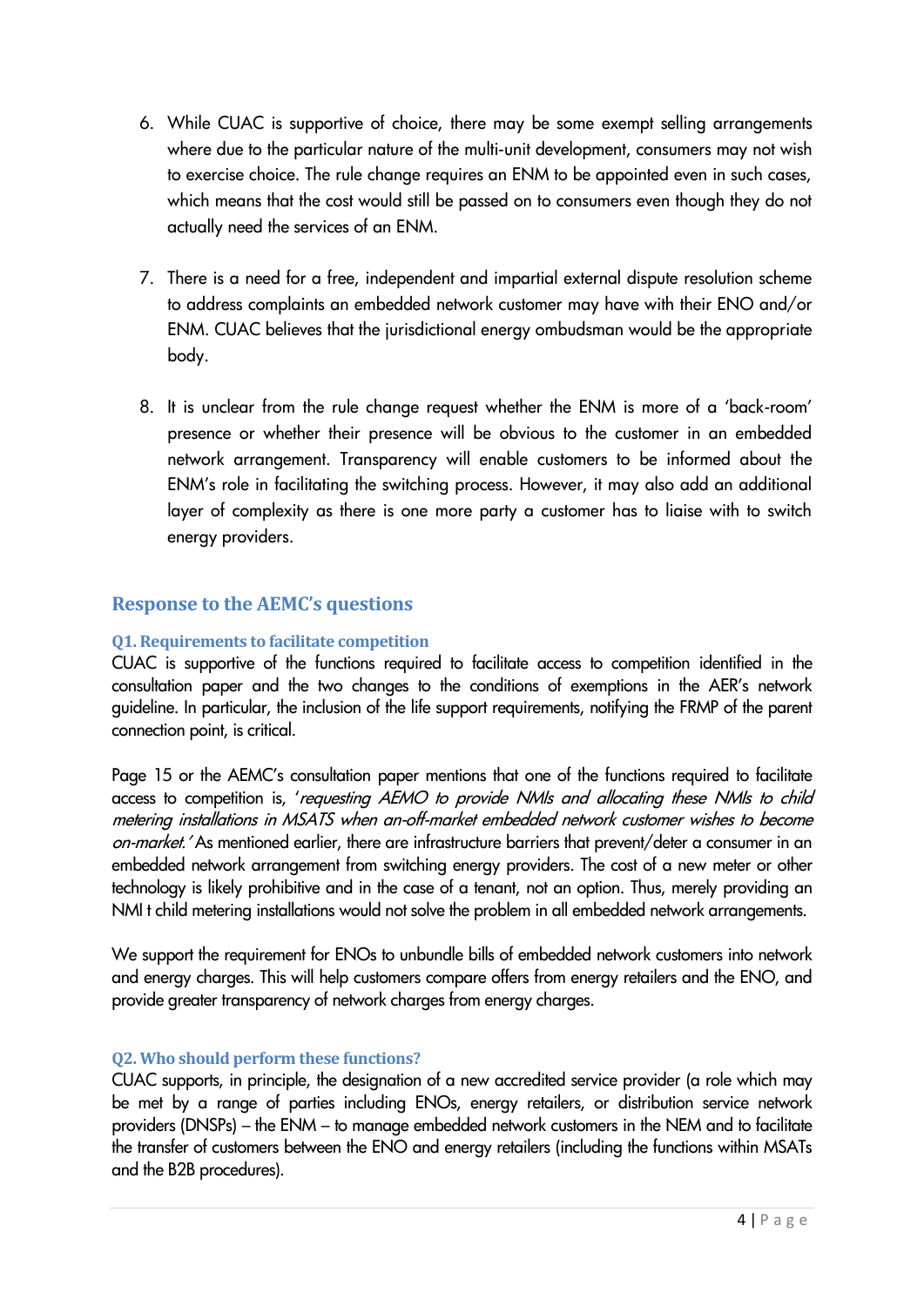6. While CUAC is supportive of choice, there may be some exempt selling arrangements where due to the particular nature of the multi-unit development, consumers may not wish to exercise choice. The rule change requires an ENM to be appointed even in such cases, which means that the cost would still be passed on to consumers even though they do not actually need the services of an ENM.

7. There is a need for a free, independent and impartial external dispute resolution scheme to address complaints an embedded network customer may have with their ENO and/or ENM. CUAC believes that the jurisdictional energy ombudsman would be the appropriate body.

8. It is unclear from the rule change request whether the ENM is more of a 'back-room' presence or whether their presence will be obvious to the customer in an embedded network arrangement. Transparency will enable customers to be informed about the ENM's role in facilitating the switching process. However, it may also add an additional layer of complexity as there is one more party a customer has to liaise with to switch energy providers.

## Response to the AEMC's questions

### Q1. Requirements to facilitate competition

CUAC is supportive of the functions required to facilitate access to competition identified in the consultation paper and the two changes to the conditions of exemptions in the AER's network guideline. In particular, the inclusion of the life support requirements, notifying the FRMP of the parent connection point, is critical.

Page 15 or the AEMC's consultation paper mentions that one of the functions required to facilitate access to competition is, '*requesting AEMO to provide NMIs and allocating these NMIs to child metering installations in MSATS when an-off-market embedded network customer wishes to become on-market.*' As mentioned earlier, there are infrastructure barriers that prevent/deter a consumer in an embedded network arrangement from switching energy providers. The cost of a new meter or other technology is likely prohibitive and in the case of a tenant, not an option. Thus, merely providing an NMI t child metering installations would not solve the problem in all embedded network arrangements.

We support the requirement for ENOs to unbundle bills of embedded network customers into network and energy charges. This will help customers compare offers from energy retailers and the ENO, and provide greater transparency of network charges from energy charges.

### Q2. Who should perform these functions?

CUAC supports, in principle, the designation of a new accredited service provider (a role which may be met by a range of parties including ENOs, energy retailers, or distribution service network providers (DNSPs) – the ENM – to manage embedded network customers in the NEM and to facilitate the transfer of customers between the ENO and energy retailers (including the functions within MSATs and the B2B procedures).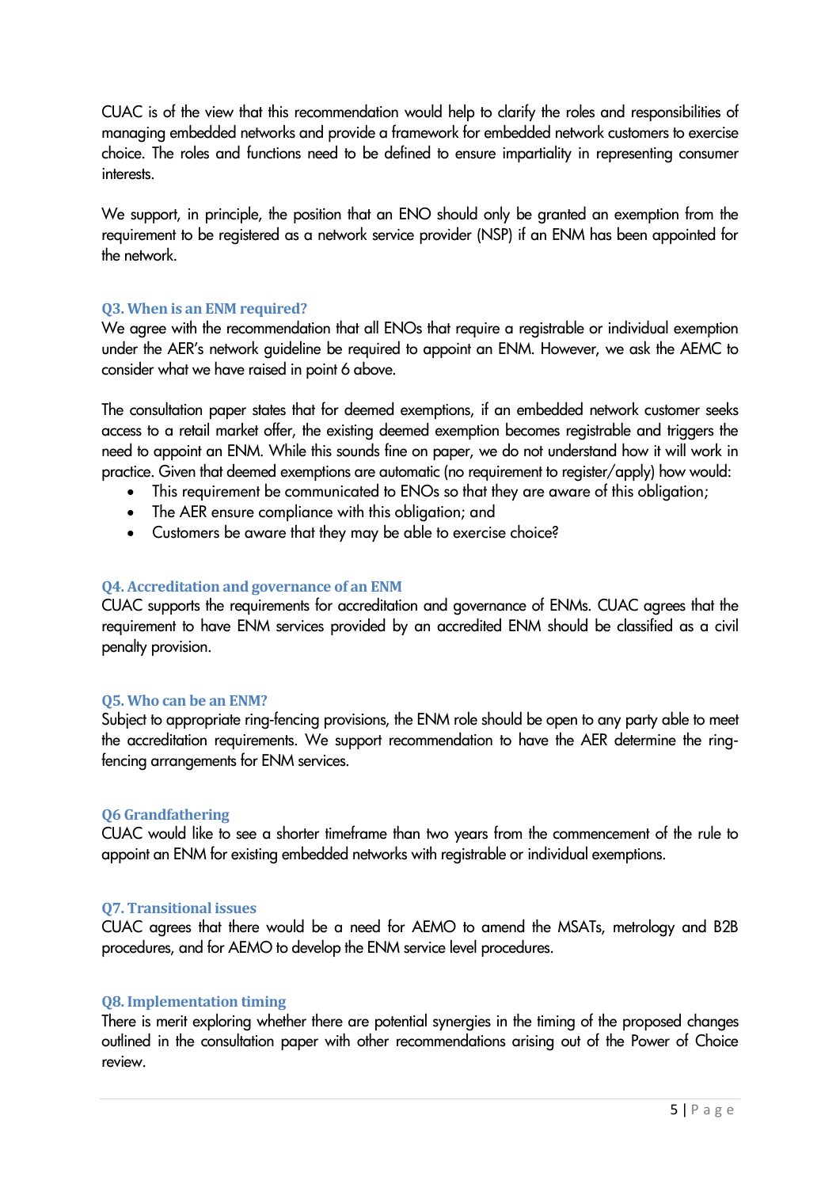CUAC is of the view that this recommendation would help to clarify the roles and responsibilities of managing embedded networks and provide a framework for embedded network customers to exercise choice. The roles and functions need to be defined to ensure impartiality in representing consumer interests.

We support, in principle, the position that an ENO should only be granted an exemption from the requirement to be registered as a network service provider (NSP) if an ENM has been appointed for the network.

### Q3. When is an ENM required?

We agree with the recommendation that all ENOs that require a registrable or individual exemption under the AER's network guideline be required to appoint an ENM. However, we ask the AEMC to consider what we have raised in point 6 above.

The consultation paper states that for deemed exemptions, if an embedded network customer seeks access to a retail market offer, the existing deemed exemption becomes registrable and triggers the need to appoint an ENM. While this sounds fine on paper, we do not understand how it will work in practice. Given that deemed exemptions are automatic (no requirement to register/apply) how would:

- This requirement be communicated to ENOs so that they are aware of this obligation;
- The AER ensure compliance with this obligation; and
- Customers be aware that they may be able to exercise choice?

### Q4. Accreditation and governance of an ENM

CUAC supports the requirements for accreditation and governance of ENMs. CUAC agrees that the requirement to have ENM services provided by an accredited ENM should be classified as a civil penalty provision.

### Q5. Who can be an ENM?

Subject to appropriate ring-fencing provisions, the ENM role should be open to any party able to meet the accreditation requirements. We support recommendation to have the AER determine the ring-fencing arrangements for ENM services.

### Q6 Grandfathering

CUAC would like to see a shorter timeframe than two years from the commencement of the rule to appoint an ENM for existing embedded networks with registrable or individual exemptions.

### Q7. Transitional issues

CUAC agrees that there would be a need for AEMO to amend the MSATs, metrology and B2B procedures, and for AEMO to develop the ENM service level procedures.

### Q8. Implementation timing

There is merit exploring whether there are potential synergies in the timing of the proposed changes outlined in the consultation paper with other recommendations arising out of the Power of Choice review.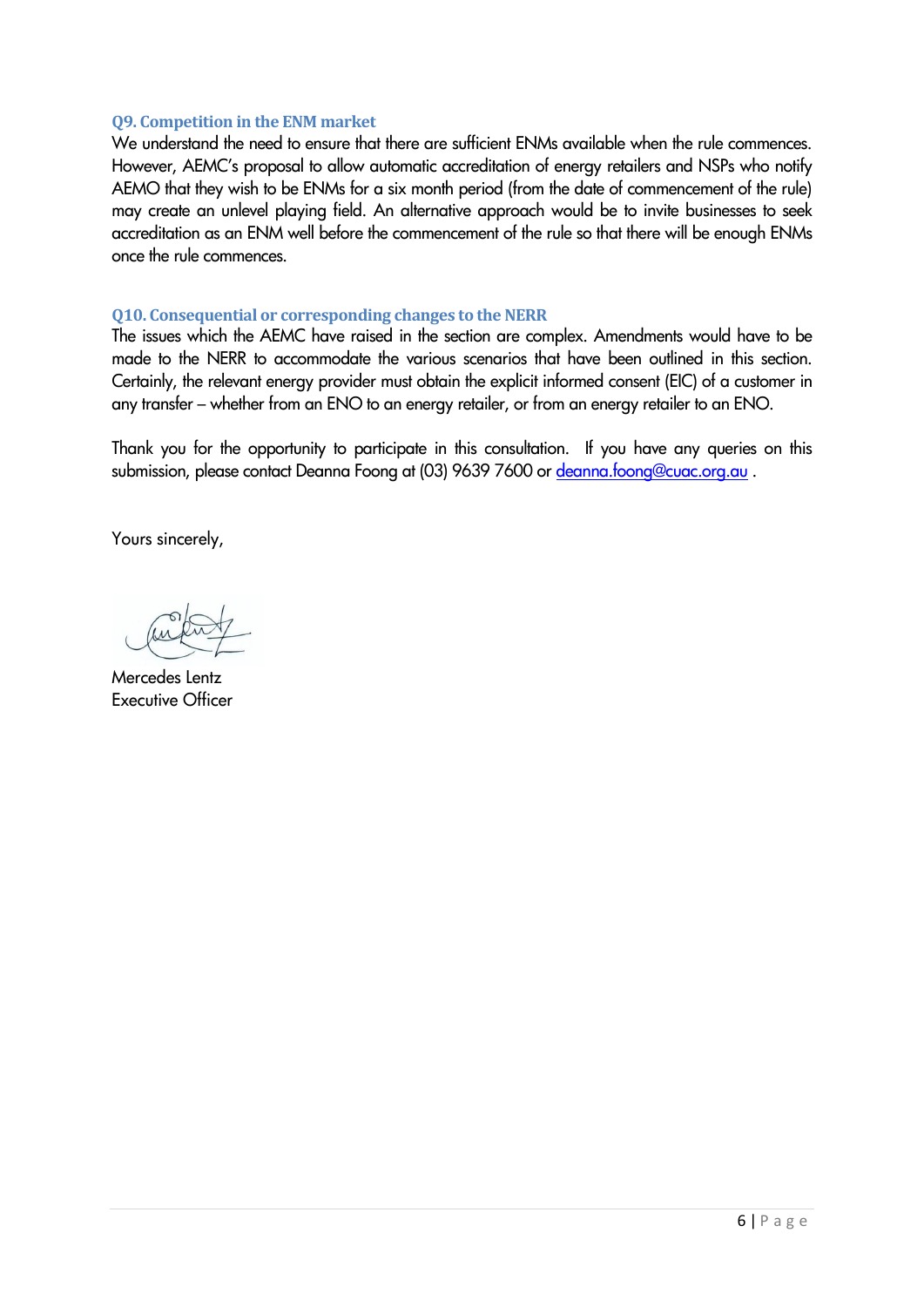### Q9. Competition in the ENM market

We understand the need to ensure that there are sufficient ENMs available when the rule commences. However, AEMC's proposal to allow automatic accreditation of energy retailers and NSPs who notify AEMO that they wish to be ENMs for a six month period (from the date of commencement of the rule) may create an unlevel playing field. An alternative approach would be to invite businesses to seek accreditation as an ENM well before the commencement of the rule so that there will be enough ENMs once the rule commences.

### Q10. Consequential or corresponding changes to the NERR

The issues which the AEMC have raised in the section are complex. Amendments would have to be made to the NERR to accommodate the various scenarios that have been outlined in this section. Certainly, the relevant energy provider must obtain the explicit informed consent (EIC) of a customer in any transfer – whether from an ENO to an energy retailer, or from an energy retailer to an ENO.

Thank you for the opportunity to participate in this consultation. If you have any queries on this submission, please contact Deanna Foong at (03) 9639 7600 or deanna.foong@cuac.org.au .

Yours sincerely,

Mercedes Lentz
Executive Officer